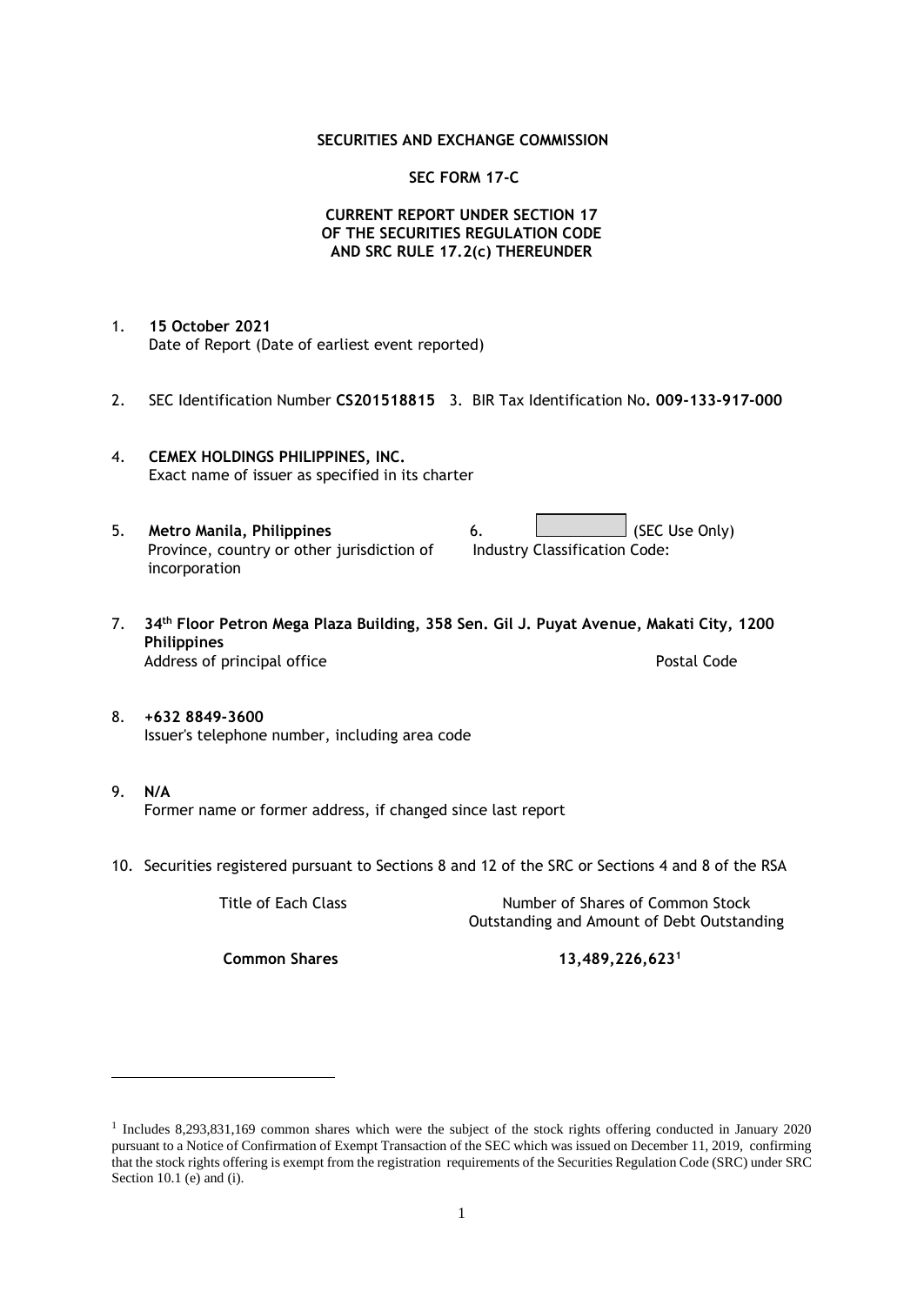**SECURITIES AND EXCHANGE COMMISSION**

**SEC FORM 17-C**

**CURRENT REPORT UNDER SECTION 17 OF THE SECURITIES REGULATION CODE AND SRC RULE 17.2(c) THEREUNDER**

1. **15 October 2021**
   Date of Report (Date of earliest event reported)

2. SEC Identification Number **CS201518815** 3. BIR Tax Identification No**. 009-133-917-000**

4. **CEMEX HOLDINGS PHILIPPINES, INC.**
   Exact name of issuer as specified in its charter

5. **Metro Manila, Philippines**
   Province, country or other jurisdiction of incorporation

6. (SEC Use Only)
   Industry Classification Code:

7. **34th Floor Petron Mega Plaza Building, 358 Sen. Gil J. Puyat Avenue, Makati City, 1200 Philippines**
   Address of principal office Postal Code

8. **+632 8849-3600**
   Issuer's telephone number, including area code

9. **N/A**
   Former name or former address, if changed since last report

10. Securities registered pursuant to Sections 8 and 12 of the SRC or Sections 4 and 8 of the RSA

| Title of Each Class | Number of Shares of Common Stock Outstanding and Amount of Debt Outstanding |
|---|---|
| **Common Shares** | **13,489,226,623**[1] |

[1] Includes 8,293,831,169 common shares which were the subject of the stock rights offering conducted in January 2020 pursuant to a Notice of Confirmation of Exempt Transaction of the SEC which was issued on December 11, 2019, confirming that the stock rights offering is exempt from the registration requirements of the Securities Regulation Code (SRC) under SRC Section 10.1 (e) and (i).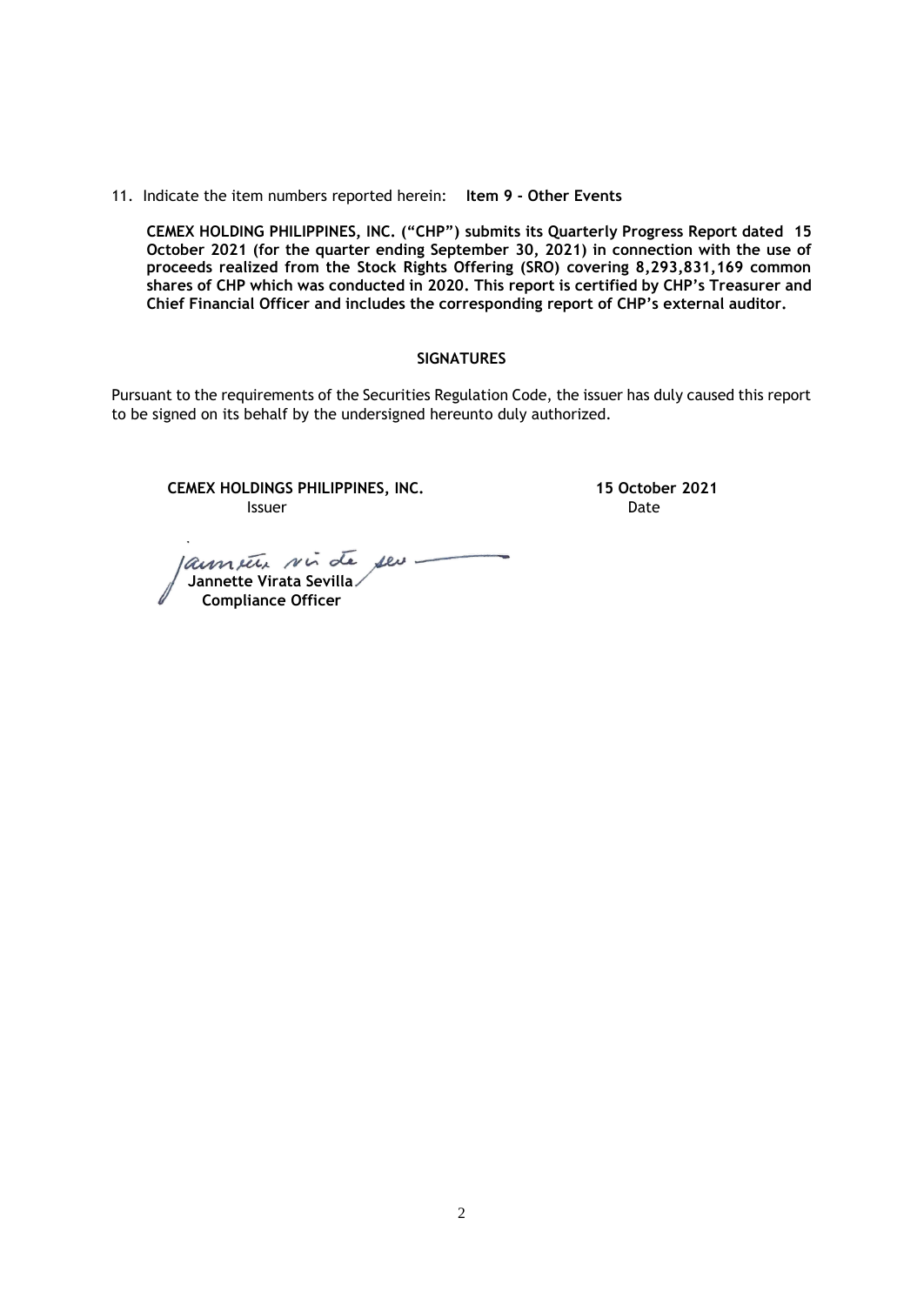11. Indicate the item numbers reported herein: **Item 9 - Other Events**

**CEMEX HOLDING PHILIPPINES, INC. ("CHP") submits its Quarterly Progress Report dated 15 October 2021 (for the quarter ending September 30, 2021) in connection with the use of proceeds realized from the Stock Rights Offering (SRO) covering 8,293,831,169 common shares of CHP which was conducted in 2020. This report is certified by CHP's Treasurer and Chief Financial Officer and includes the corresponding report of CHP's external auditor.**

## SIGNATURES

Pursuant to the requirements of the Securities Regulation Code, the issuer has duly caused this report to be signed on its behalf by the undersigned hereunto duly authorized.

| **CEMEX HOLDINGS PHILIPPINES, INC.** | **15 October 2021** |
|---|---|
| Issuer | Date |

**Jannette Virata Sevilla**
**Compliance Officer**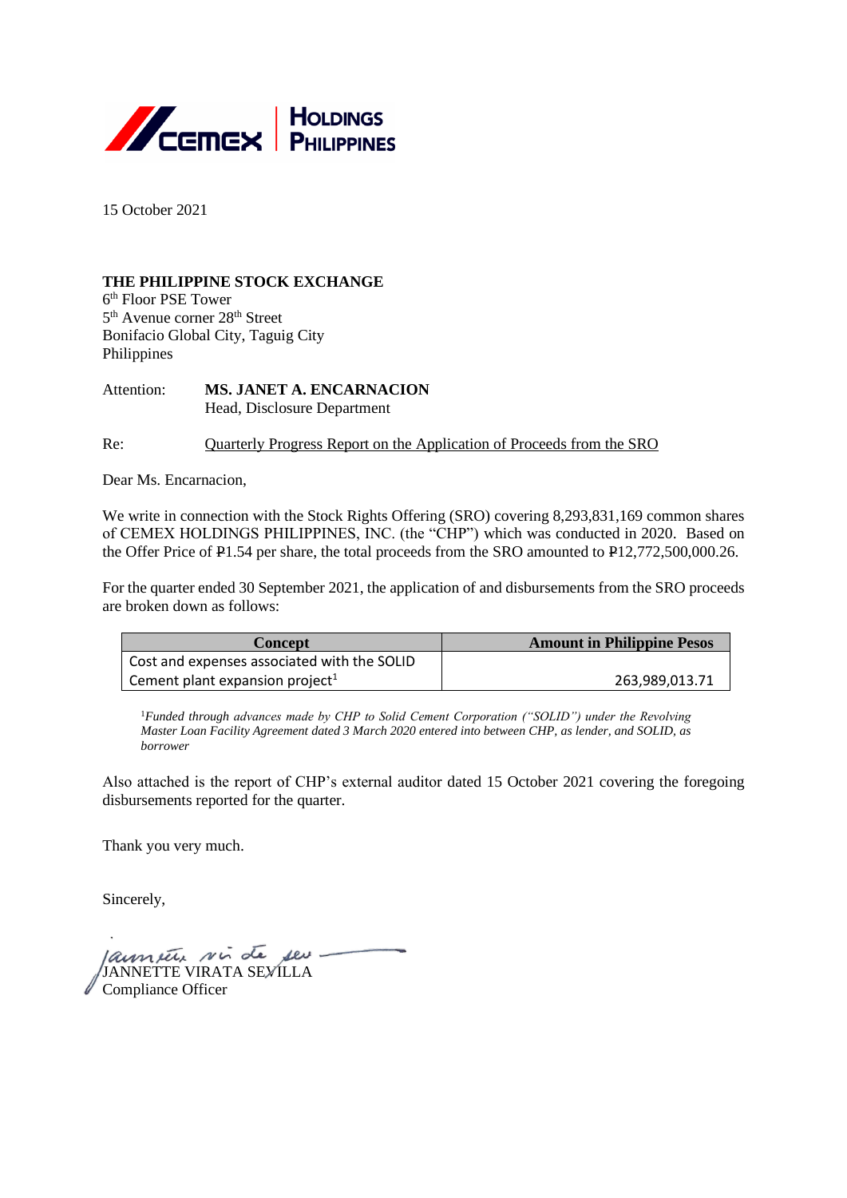CEMEX | HOLDINGS PHILIPPINES

15 October 2021

**THE PHILIPPINE STOCK EXCHANGE**
6th Floor PSE Tower
5th Avenue corner 28th Street
Bonifacio Global City, Taguig City
Philippines

Attention: **MS. JANET A. ENCARNACION**
Head, Disclosure Department

Re: Quarterly Progress Report on the Application of Proceeds from the SRO

Dear Ms. Encarnacion,

We write in connection with the Stock Rights Offering (SRO) covering 8,293,831,169 common shares of CEMEX HOLDINGS PHILIPPINES, INC. (the "CHP") which was conducted in 2020. Based on the Offer Price of ₱1.54 per share, the total proceeds from the SRO amounted to ₱12,772,500,000.26.

For the quarter ended 30 September 2021, the application of and disbursements from the SRO proceeds are broken down as follows:

| Concept | Amount in Philippine Pesos |
|---|---|
| Cost and expenses associated with the SOLID Cement plant expansion project[1] | 263,989,013.71 |

[1]*Funded through advances made by CHP to Solid Cement Corporation ("SOLID") under the Revolving Master Loan Facility Agreement dated 3 March 2020 entered into between CHP, as lender, and SOLID, as borrower*

Also attached is the report of CHP's external auditor dated 15 October 2021 covering the foregoing disbursements reported for the quarter.

Thank you very much.

Sincerely,

JANNETTE VIRATA SEVILLA
Compliance Officer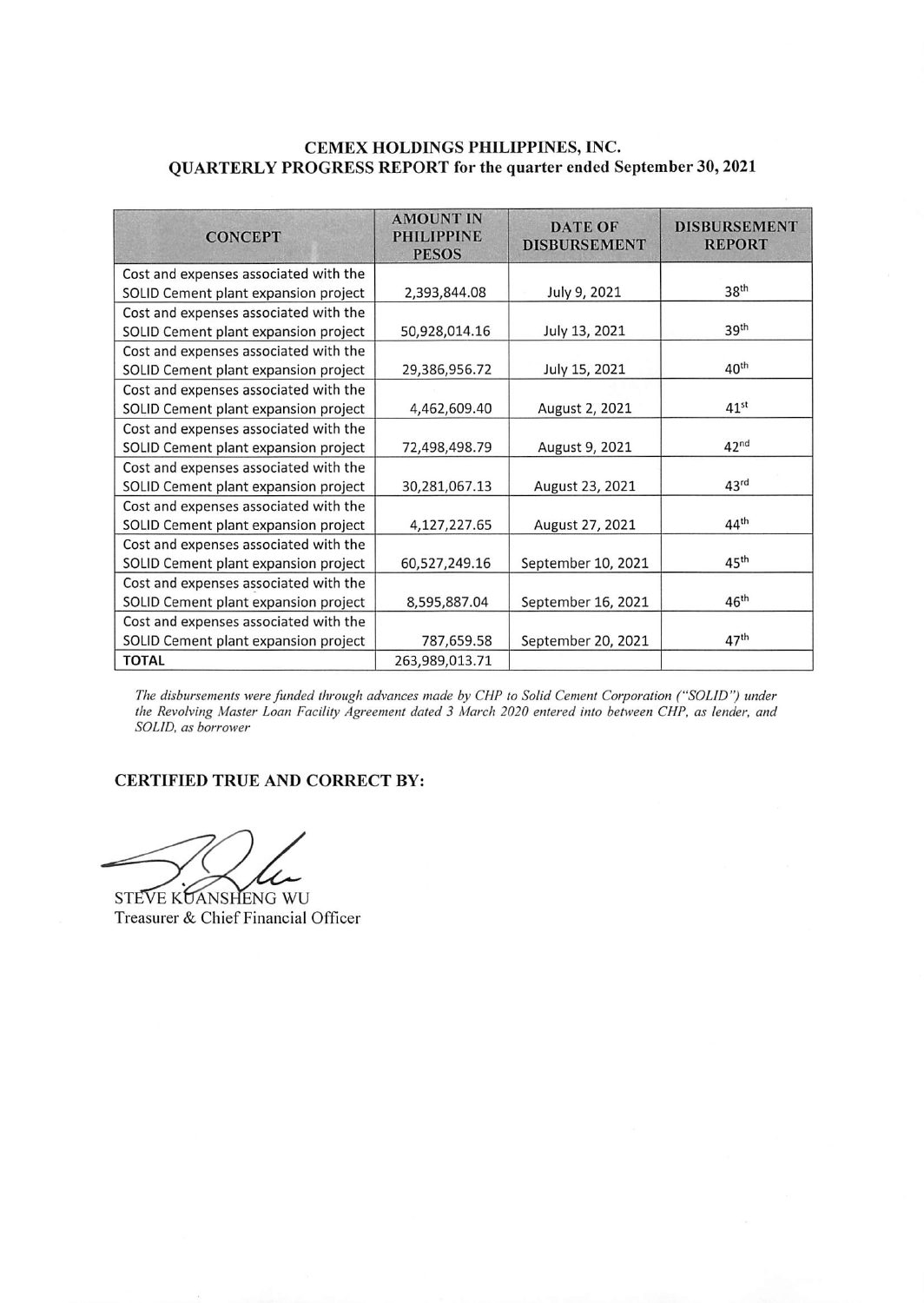# CEMEX HOLDINGS PHILIPPINES, INC.
## QUARTERLY PROGRESS REPORT for the quarter ended September 30, 2021

| CONCEPT | AMOUNT IN PHILIPPINE PESOS | DATE OF DISBURSEMENT | DISBURSEMENT REPORT |
|---|---|---|---|
| Cost and expenses associated with the SOLID Cement plant expansion project | 2,393,844.08 | July 9, 2021 | 38th |
| Cost and expenses associated with the SOLID Cement plant expansion project | 50,928,014.16 | July 13, 2021 | 39th |
| Cost and expenses associated with the SOLID Cement plant expansion project | 29,386,956.72 | July 15, 2021 | 40th |
| Cost and expenses associated with the SOLID Cement plant expansion project | 4,462,609.40 | August 2, 2021 | 41st |
| Cost and expenses associated with the SOLID Cement plant expansion project | 72,498,498.79 | August 9, 2021 | 42nd |
| Cost and expenses associated with the SOLID Cement plant expansion project | 30,281,067.13 | August 23, 2021 | 43rd |
| Cost and expenses associated with the SOLID Cement plant expansion project | 4,127,227.65 | August 27, 2021 | 44th |
| Cost and expenses associated with the SOLID Cement plant expansion project | 60,527,249.16 | September 10, 2021 | 45th |
| Cost and expenses associated with the SOLID Cement plant expansion project | 8,595,887.04 | September 16, 2021 | 46th |
| Cost and expenses associated with the SOLID Cement plant expansion project | 787,659.58 | September 20, 2021 | 47th |
| **TOTAL** | 263,989,013.71 | | |

*The disbursements were funded through advances made by CHP to Solid Cement Corporation ("SOLID") under the Revolving Master Loan Facility Agreement dated 3 March 2020 entered into between CHP, as lender, and SOLID, as borrower*

**CERTIFIED TRUE AND CORRECT BY:**

STEVE KUANSHENG WU
Treasurer & Chief Financial Officer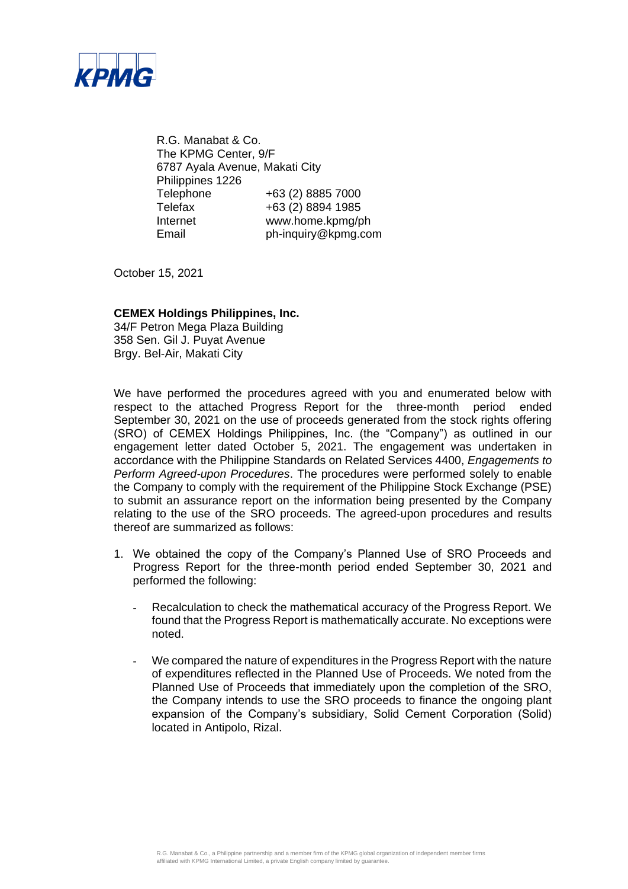KPMG

R.G. Manabat & Co.
The KPMG Center, 9/F
6787 Ayala Avenue, Makati City
Philippines 1226

| | |
|---|---|
| Telephone | +63 (2) 8885 7000 |
| Telefax | +63 (2) 8894 1985 |
| Internet | www.home.kpmg/ph |
| Email | ph-inquiry@kpmg.com |

October 15, 2021

**CEMEX Holdings Philippines, Inc.**
34/F Petron Mega Plaza Building
358 Sen. Gil J. Puyat Avenue
Brgy. Bel-Air, Makati City

We have performed the procedures agreed with you and enumerated below with respect to the attached Progress Report for the three-month period ended September 30, 2021 on the use of proceeds generated from the stock rights offering (SRO) of CEMEX Holdings Philippines, Inc. (the "Company") as outlined in our engagement letter dated October 5, 2021. The engagement was undertaken in accordance with the Philippine Standards on Related Services 4400, *Engagements to Perform Agreed-upon Procedures*. The procedures were performed solely to enable the Company to comply with the requirement of the Philippine Stock Exchange (PSE) to submit an assurance report on the information being presented by the Company relating to the use of the SRO proceeds. The agreed-upon procedures and results thereof are summarized as follows:

1. We obtained the copy of the Company's Planned Use of SRO Proceeds and Progress Report for the three-month period ended September 30, 2021 and performed the following:

   - Recalculation to check the mathematical accuracy of the Progress Report. We found that the Progress Report is mathematically accurate. No exceptions were noted.

   - We compared the nature of expenditures in the Progress Report with the nature of expenditures reflected in the Planned Use of Proceeds. We noted from the Planned Use of Proceeds that immediately upon the completion of the SRO, the Company intends to use the SRO proceeds to finance the ongoing plant expansion of the Company's subsidiary, Solid Cement Corporation (Solid) located in Antipolo, Rizal.

R.G. Manabat & Co., a Philippine partnership and a member firm of the KPMG global organization of independent member firms affiliated with KPMG International Limited, a private English company limited by guarantee.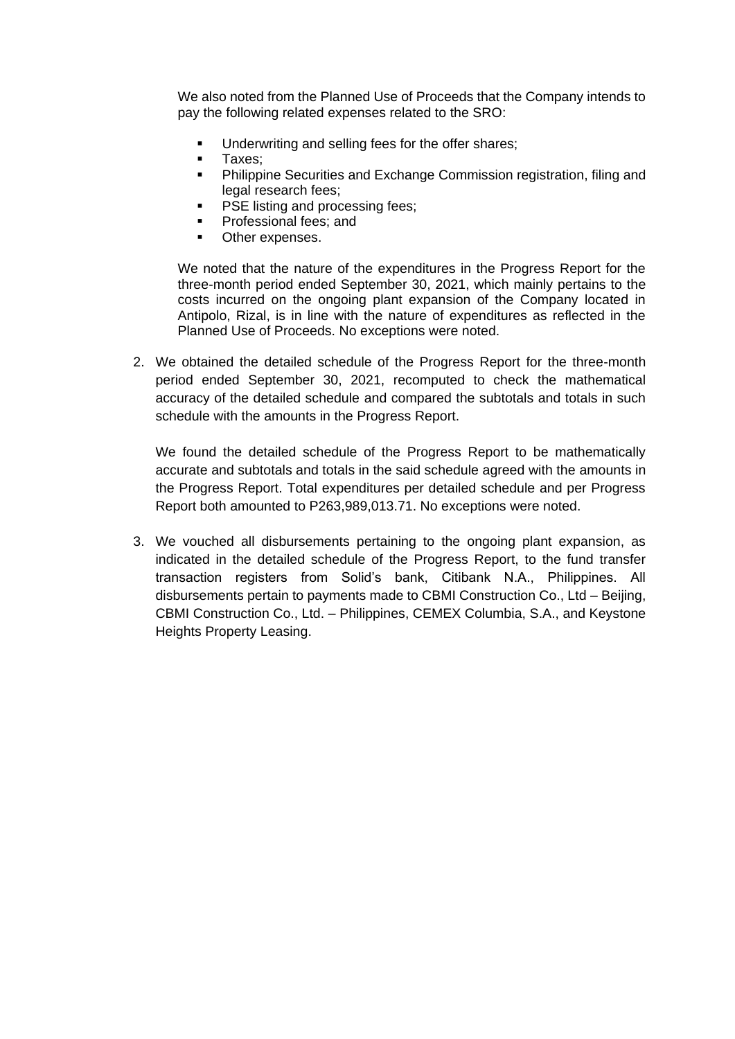We also noted from the Planned Use of Proceeds that the Company intends to pay the following related expenses related to the SRO:

- Underwriting and selling fees for the offer shares;
- Taxes;
- Philippine Securities and Exchange Commission registration, filing and legal research fees;
- PSE listing and processing fees;
- Professional fees; and
- Other expenses.

We noted that the nature of the expenditures in the Progress Report for the three-month period ended September 30, 2021, which mainly pertains to the costs incurred on the ongoing plant expansion of the Company located in Antipolo, Rizal, is in line with the nature of expenditures as reflected in the Planned Use of Proceeds. No exceptions were noted.

2. We obtained the detailed schedule of the Progress Report for the three-month period ended September 30, 2021, recomputed to check the mathematical accuracy of the detailed schedule and compared the subtotals and totals in such schedule with the amounts in the Progress Report.

   We found the detailed schedule of the Progress Report to be mathematically accurate and subtotals and totals in the said schedule agreed with the amounts in the Progress Report. Total expenditures per detailed schedule and per Progress Report both amounted to P263,989,013.71. No exceptions were noted.

3. We vouched all disbursements pertaining to the ongoing plant expansion, as indicated in the detailed schedule of the Progress Report, to the fund transfer transaction registers from Solid's bank, Citibank N.A., Philippines. All disbursements pertain to payments made to CBMI Construction Co., Ltd – Beijing, CBMI Construction Co., Ltd. – Philippines, CEMEX Columbia, S.A., and Keystone Heights Property Leasing.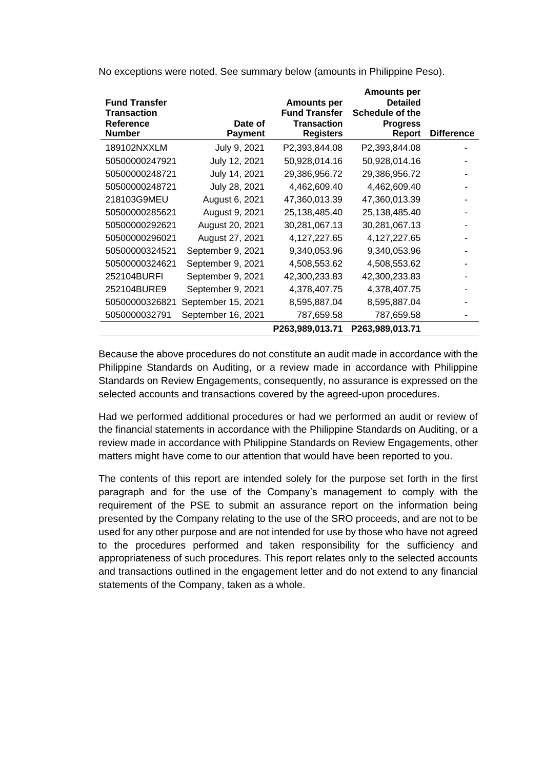No exceptions were noted. See summary below (amounts in Philippine Peso).

| Fund Transfer Transaction Reference Number | Date of Payment | Amounts per Fund Transfer Transaction Registers | Amounts per Detailed Schedule of the Progress Report | Difference |
|---|---|---|---|---|
| 189102NXXLM | July 9, 2021 | P2,393,844.08 | P2,393,844.08 | - |
| 50500000247921 | July 12, 2021 | 50,928,014.16 | 50,928,014.16 | - |
| 50500000248721 | July 14, 2021 | 29,386,956.72 | 29,386,956.72 | - |
| 50500000248721 | July 28, 2021 | 4,462,609.40 | 4,462,609.40 | - |
| 218103G9MEU | August 6, 2021 | 47,360,013.39 | 47,360,013.39 | - |
| 50500000285621 | August 9, 2021 | 25,138,485.40 | 25,138,485.40 | - |
| 50500000292621 | August 20, 2021 | 30,281,067.13 | 30,281,067.13 | - |
| 50500000296021 | August 27, 2021 | 4,127,227.65 | 4,127,227.65 | - |
| 50500000324521 | September 9, 2021 | 9,340,053.96 | 9,340,053.96 | - |
| 50500000324621 | September 9, 2021 | 4,508,553.62 | 4,508,553.62 | - |
| 252104BURFI | September 9, 2021 | 42,300,233.83 | 42,300,233.83 | - |
| 252104BURE9 | September 9, 2021 | 4,378,407.75 | 4,378,407.75 | - |
| 50500000326821 | September 15, 2021 | 8,595,887.04 | 8,595,887.04 | - |
| 5050000032791 | September 16, 2021 | 787,659.58 | 787,659.58 | - |
| | | P263,989,013.71 | P263,989,013.71 | |

Because the above procedures do not constitute an audit made in accordance with the Philippine Standards on Auditing, or a review made in accordance with Philippine Standards on Review Engagements, consequently, no assurance is expressed on the selected accounts and transactions covered by the agreed-upon procedures.

Had we performed additional procedures or had we performed an audit or review of the financial statements in accordance with the Philippine Standards on Auditing, or a review made in accordance with Philippine Standards on Review Engagements, other matters might have come to our attention that would have been reported to you.

The contents of this report are intended solely for the purpose set forth in the first paragraph and for the use of the Company's management to comply with the requirement of the PSE to submit an assurance report on the information being presented by the Company relating to the use of the SRO proceeds, and are not to be used for any other purpose and are not intended for use by those who have not agreed to the procedures performed and taken responsibility for the sufficiency and appropriateness of such procedures. This report relates only to the selected accounts and transactions outlined in the engagement letter and do not extend to any financial statements of the Company, taken as a whole.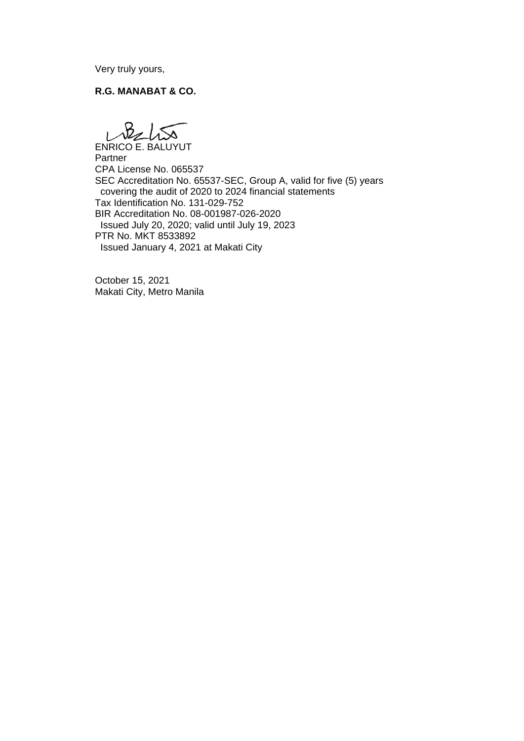Very truly yours,

**R.G. MANABAT & CO.**

ENRICO E. BALUYUT
Partner
CPA License No. 065537
SEC Accreditation No. 65537-SEC, Group A, valid for five (5) years
 covering the audit of 2020 to 2024 financial statements
Tax Identification No. 131-029-752
BIR Accreditation No. 08-001987-026-2020
 Issued July 20, 2020; valid until July 19, 2023
PTR No. MKT 8533892
 Issued January 4, 2021 at Makati City

October 15, 2021
Makati City, Metro Manila